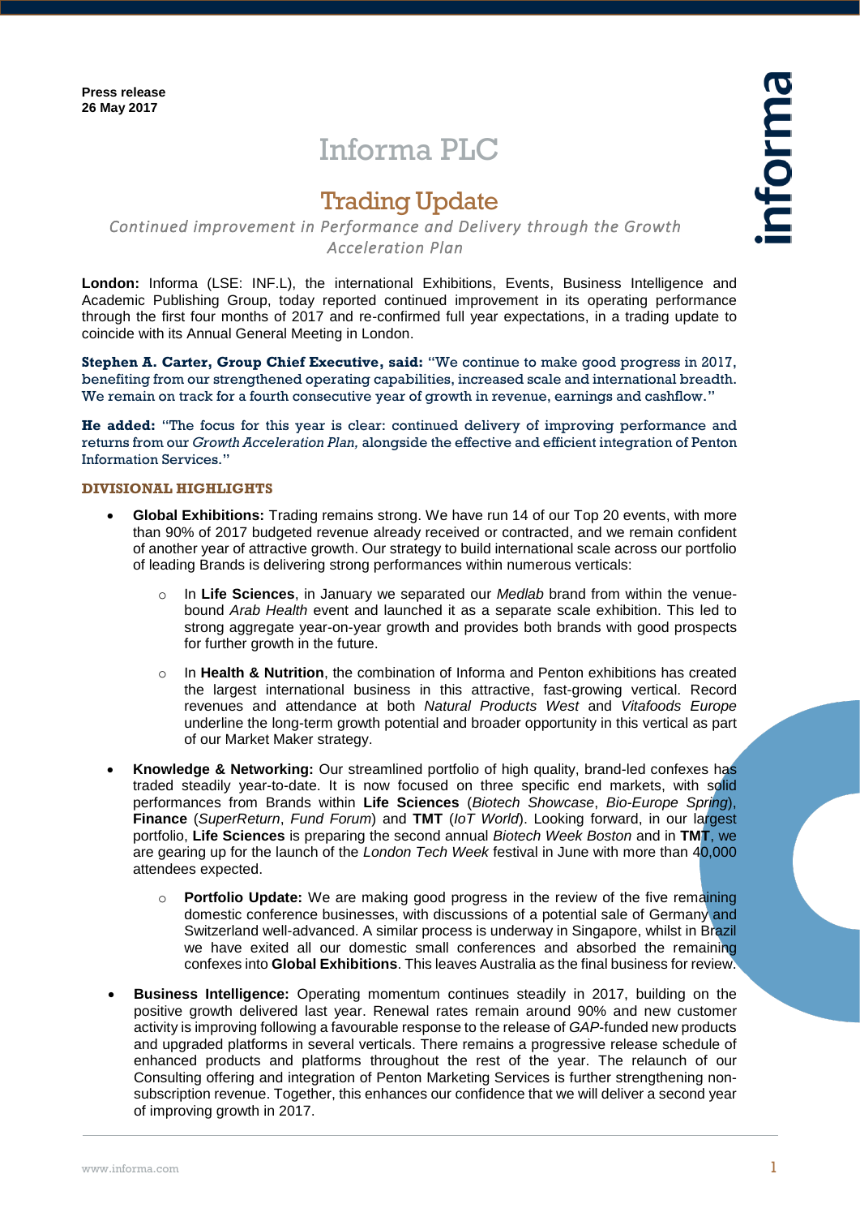**Press release**
**26 May 2017**

# Informa PLC

## Trading Update

*Continued improvement in Performance and Delivery through the Growth Acceleration Plan*

**London:** Informa (LSE: INF.L), the international Exhibitions, Events, Business Intelligence and Academic Publishing Group, today reported continued improvement in its operating performance through the first four months of 2017 and re-confirmed full year expectations, in a trading update to coincide with its Annual General Meeting in London.

**Stephen A. Carter, Group Chief Executive, said:** "We continue to make good progress in 2017, benefiting from our strengthened operating capabilities, increased scale and international breadth. We remain on track for a fourth consecutive year of growth in revenue, earnings and cashflow."

**He added:** "The focus for this year is clear: continued delivery of improving performance and returns from our *Growth Acceleration Plan,* alongside the effective and efficient integration of Penton Information Services."

### DIVISIONAL HIGHLIGHTS

- **Global Exhibitions:** Trading remains strong. We have run 14 of our Top 20 events, with more than 90% of 2017 budgeted revenue already received or contracted, and we remain confident of another year of attractive growth. Our strategy to build international scale across our portfolio of leading Brands is delivering strong performances within numerous verticals:
    - In **Life Sciences**, in January we separated our *Medlab* brand from within the venue-bound *Arab Health* event and launched it as a separate scale exhibition. This led to strong aggregate year-on-year growth and provides both brands with good prospects for further growth in the future.
    - In **Health & Nutrition**, the combination of Informa and Penton exhibitions has created the largest international business in this attractive, fast-growing vertical. Record revenues and attendance at both *Natural Products West* and *Vitafoods Europe* underline the long-term growth potential and broader opportunity in this vertical as part of our Market Maker strategy.
- **Knowledge & Networking:** Our streamlined portfolio of high quality, brand-led confexes has traded steadily year-to-date. It is now focused on three specific end markets, with solid performances from Brands within **Life Sciences** (*Biotech Showcase*, *Bio-Europe Spring*), **Finance** (*SuperReturn*, *Fund Forum*) and **TMT** (*IoT World*). Looking forward, in our largest portfolio, **Life Sciences** is preparing the second annual *Biotech Week Boston* and in **TMT**, we are gearing up for the launch of the *London Tech Week* festival in June with more than 40,000 attendees expected.
    - **Portfolio Update:** We are making good progress in the review of the five remaining domestic conference businesses, with discussions of a potential sale of Germany and Switzerland well-advanced. A similar process is underway in Singapore, whilst in Brazil we have exited all our domestic small conferences and absorbed the remaining confexes into **Global Exhibitions**. This leaves Australia as the final business for review.
- **Business Intelligence:** Operating momentum continues steadily in 2017, building on the positive growth delivered last year. Renewal rates remain around 90% and new customer activity is improving following a favourable response to the release of *GAP*-funded new products and upgraded platforms in several verticals. There remains a progressive release schedule of enhanced products and platforms throughout the rest of the year. The relaunch of our Consulting offering and integration of Penton Marketing Services is further strengthening non-subscription revenue. Together, this enhances our confidence that we will deliver a second year of improving growth in 2017.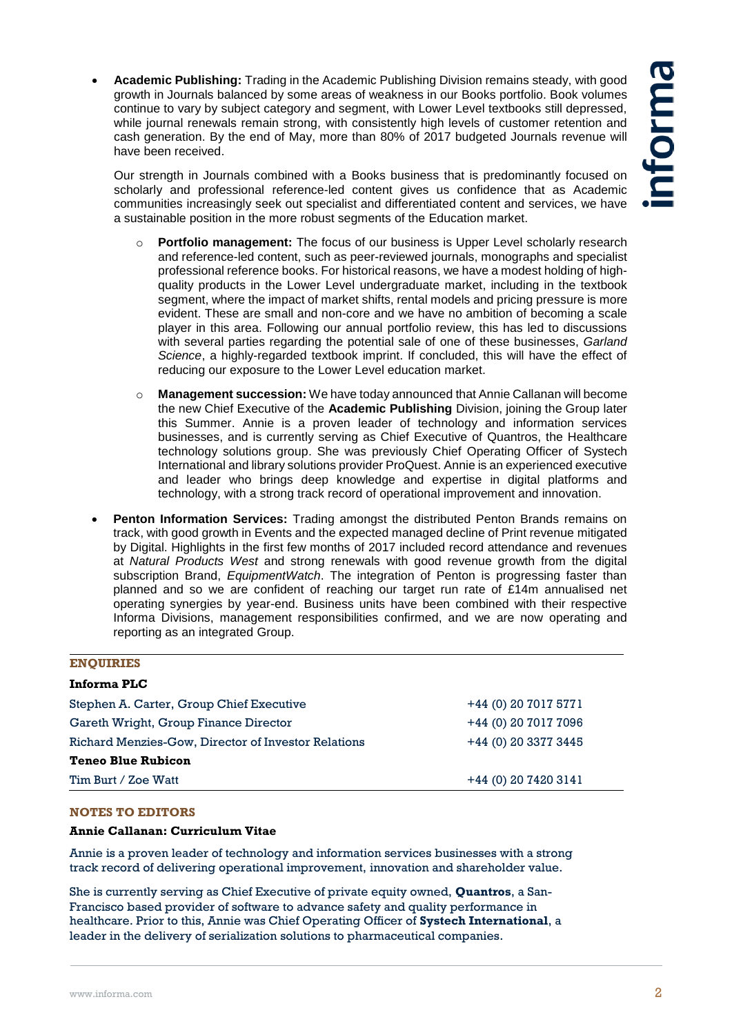- **Academic Publishing:** Trading in the Academic Publishing Division remains steady, with good growth in Journals balanced by some areas of weakness in our Books portfolio. Book volumes continue to vary by subject category and segment, with Lower Level textbooks still depressed, while journal renewals remain strong, with consistently high levels of customer retention and cash generation. By the end of May, more than 80% of 2017 budgeted Journals revenue will have been received.

  Our strength in Journals combined with a Books business that is predominantly focused on scholarly and professional reference-led content gives us confidence that as Academic communities increasingly seek out specialist and differentiated content and services, we have a sustainable position in the more robust segments of the Education market.

  - **Portfolio management:** The focus of our business is Upper Level scholarly research and reference-led content, such as peer-reviewed journals, monographs and specialist professional reference books. For historical reasons, we have a modest holding of high-quality products in the Lower Level undergraduate market, including in the textbook segment, where the impact of market shifts, rental models and pricing pressure is more evident. These are small and non-core and we have no ambition of becoming a scale player in this area. Following our annual portfolio review, this has led to discussions with several parties regarding the potential sale of one of these businesses, *Garland Science*, a highly-regarded textbook imprint. If concluded, this will have the effect of reducing our exposure to the Lower Level education market.
  - **Management succession:** We have today announced that Annie Callanan will become the new Chief Executive of the **Academic Publishing** Division, joining the Group later this Summer. Annie is a proven leader of technology and information services businesses, and is currently serving as Chief Executive of Quantros, the Healthcare technology solutions group. She was previously Chief Operating Officer of Systech International and library solutions provider ProQuest. Annie is an experienced executive and leader who brings deep knowledge and expertise in digital platforms and technology, with a strong track record of operational improvement and innovation.

- **Penton Information Services:** Trading amongst the distributed Penton Brands remains on track, with good growth in Events and the expected managed decline of Print revenue mitigated by Digital. Highlights in the first few months of 2017 included record attendance and revenues at *Natural Products West* and strong renewals with good revenue growth from the digital subscription Brand, *EquipmentWatch*. The integration of Penton is progressing faster than planned and so we are confident of reaching our target run rate of £14m annualised net operating synergies by year-end. Business units have been combined with their respective Informa Divisions, management responsibilities confirmed, and we are now operating and reporting as an integrated Group.

## ENQUIRIES

| **Informa PLC** | |
|---|---|
| Stephen A. Carter, Group Chief Executive | +44 (0) 20 7017 5771 |
| Gareth Wright, Group Finance Director | +44 (0) 20 7017 7096 |
| Richard Menzies-Gow, Director of Investor Relations | +44 (0) 20 3377 3445 |
| **Teneo Blue Rubicon** | |
| Tim Burt / Zoe Watt | +44 (0) 20 7420 3141 |

## NOTES TO EDITORS

**Annie Callanan: Curriculum Vitae**

Annie is a proven leader of technology and information services businesses with a strong track record of delivering operational improvement, innovation and shareholder value.

She is currently serving as Chief Executive of private equity owned, **Quantros**, a San-Francisco based provider of software to advance safety and quality performance in healthcare. Prior to this, Annie was Chief Operating Officer of **Systech International**, a leader in the delivery of serialization solutions to pharmaceutical companies.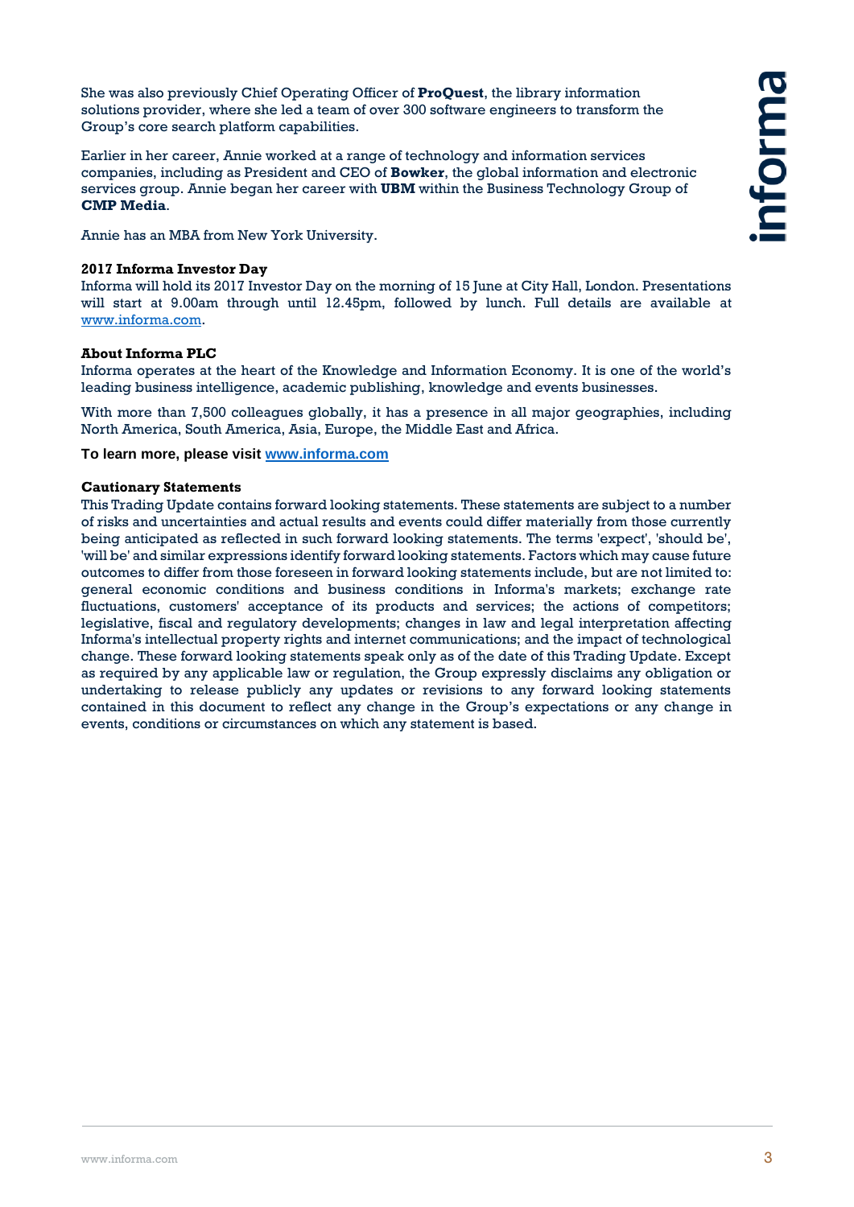She was also previously Chief Operating Officer of **ProQuest**, the library information solutions provider, where she led a team of over 300 software engineers to transform the Group's core search platform capabilities.

Earlier in her career, Annie worked at a range of technology and information services companies, including as President and CEO of **Bowker**, the global information and electronic services group. Annie began her career with **UBM** within the Business Technology Group of **CMP Media**.

Annie has an MBA from New York University.

**2017 Informa Investor Day**

Informa will hold its 2017 Investor Day on the morning of 15 June at City Hall, London. Presentations will start at 9.00am through until 12.45pm, followed by lunch. Full details are available at www.informa.com.

**About Informa PLC**

Informa operates at the heart of the Knowledge and Information Economy. It is one of the world's leading business intelligence, academic publishing, knowledge and events businesses.

With more than 7,500 colleagues globally, it has a presence in all major geographies, including North America, South America, Asia, Europe, the Middle East and Africa.

**To learn more, please visit www.informa.com**

**Cautionary Statements**

This Trading Update contains forward looking statements. These statements are subject to a number of risks and uncertainties and actual results and events could differ materially from those currently being anticipated as reflected in such forward looking statements. The terms 'expect', 'should be', 'will be' and similar expressions identify forward looking statements. Factors which may cause future outcomes to differ from those foreseen in forward looking statements include, but are not limited to: general economic conditions and business conditions in Informa's markets; exchange rate fluctuations, customers' acceptance of its products and services; the actions of competitors; legislative, fiscal and regulatory developments; changes in law and legal interpretation affecting Informa's intellectual property rights and internet communications; and the impact of technological change. These forward looking statements speak only as of the date of this Trading Update. Except as required by any applicable law or regulation, the Group expressly disclaims any obligation or undertaking to release publicly any updates or revisions to any forward looking statements contained in this document to reflect any change in the Group's expectations or any change in events, conditions or circumstances on which any statement is based.